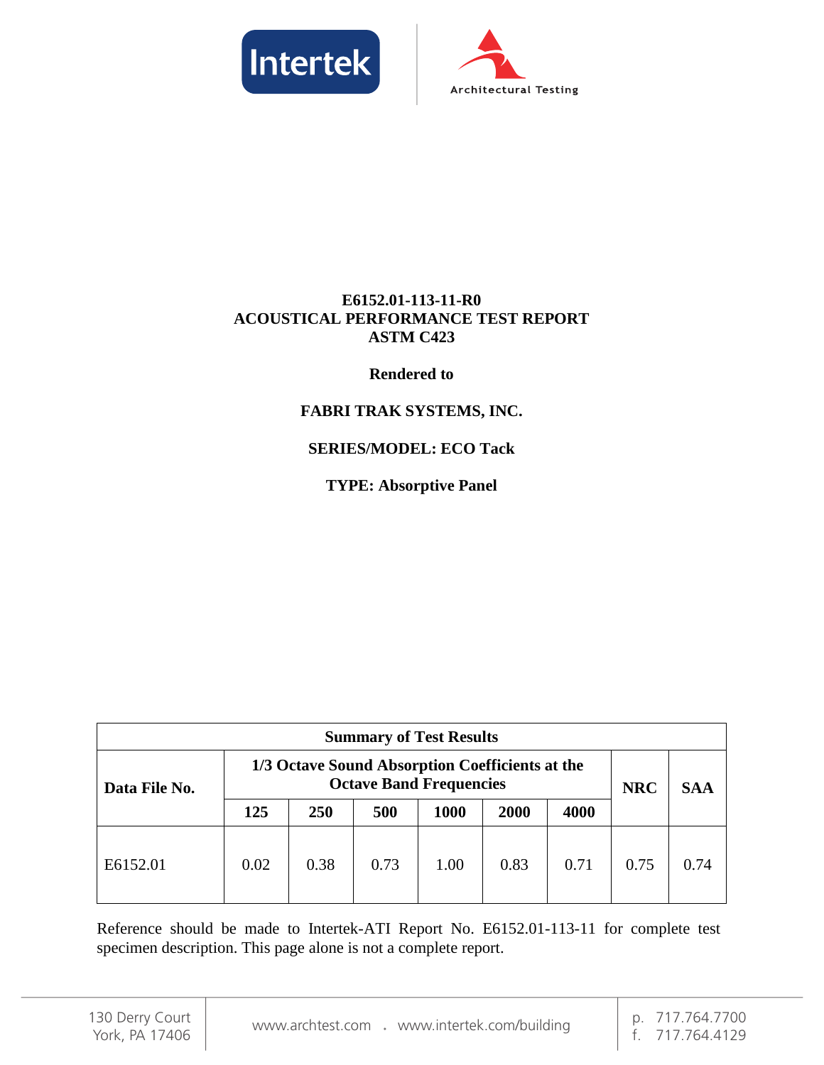Intertek

Architectural Testing

**E6152.01-113-11-R0**
**ACOUSTICAL PERFORMANCE TEST REPORT**
**ASTM C423**

**Rendered to**

**FABRI TRAK SYSTEMS, INC.**

**SERIES/MODEL: ECO Tack**

**TYPE: Absorptive Panel**

| Summary of Test Results | | | | | | | | |
|---|---|---|---|---|---|---|---|---|
| **Data File No.** | **1/3 Octave Sound Absorption Coefficients at the Octave Band Frequencies** | | | | | | **NRC** | **SAA** |
| | **125** | **250** | **500** | **1000** | **2000** | **4000** | | |
| E6152.01 | 0.02 | 0.38 | 0.73 | 1.00 | 0.83 | 0.71 | 0.75 | 0.74 |

Reference should be made to Intertek-ATI Report No. E6152.01-113-11 for complete test specimen description. This page alone is not a complete report.

130 Derry Court
York, PA 17406

www.archtest.com . www.intertek.com/building

p. 717.764.7700
f. 717.764.4129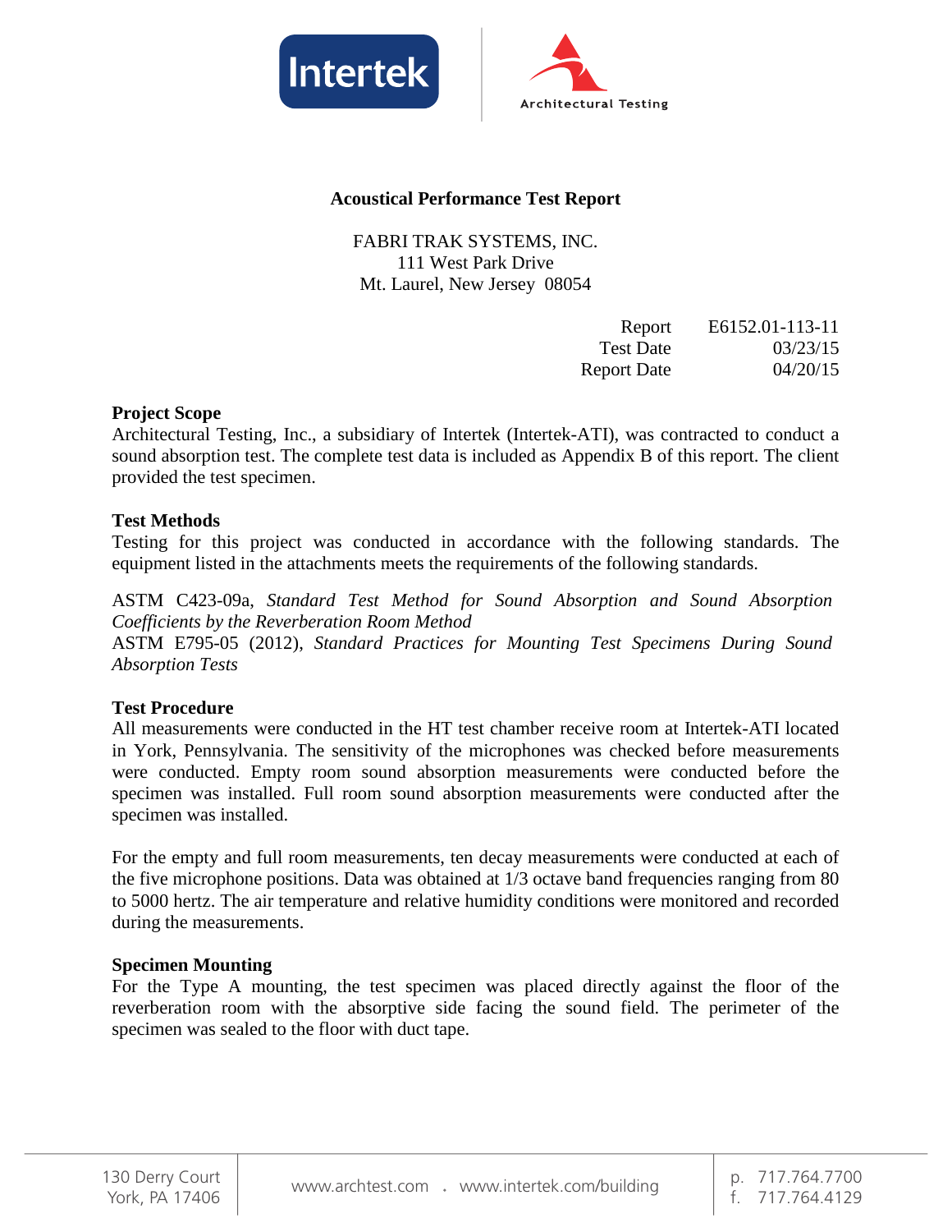## Acoustical Performance Test Report

FABRI TRAK SYSTEMS, INC.
111 West Park Drive
Mt. Laurel, New Jersey 08054

| | |
|---|---|
| Report | E6152.01-113-11 |
| Test Date | 03/23/15 |
| Report Date | 04/20/15 |

### Project Scope

Architectural Testing, Inc., a subsidiary of Intertek (Intertek-ATI), was contracted to conduct a sound absorption test. The complete test data is included as Appendix B of this report. The client provided the test specimen.

### Test Methods

Testing for this project was conducted in accordance with the following standards. The equipment listed in the attachments meets the requirements of the following standards.

ASTM C423-09a, *Standard Test Method for Sound Absorption and Sound Absorption Coefficients by the Reverberation Room Method*
ASTM E795-05 (2012), *Standard Practices for Mounting Test Specimens During Sound Absorption Tests*

### Test Procedure

All measurements were conducted in the HT test chamber receive room at Intertek-ATI located in York, Pennsylvania. The sensitivity of the microphones was checked before measurements were conducted. Empty room sound absorption measurements were conducted before the specimen was installed. Full room sound absorption measurements were conducted after the specimen was installed.

For the empty and full room measurements, ten decay measurements were conducted at each of the five microphone positions. Data was obtained at 1/3 octave band frequencies ranging from 80 to 5000 hertz. The air temperature and relative humidity conditions were monitored and recorded during the measurements.

### Specimen Mounting

For the Type A mounting, the test specimen was placed directly against the floor of the reverberation room with the absorptive side facing the sound field. The perimeter of the specimen was sealed to the floor with duct tape.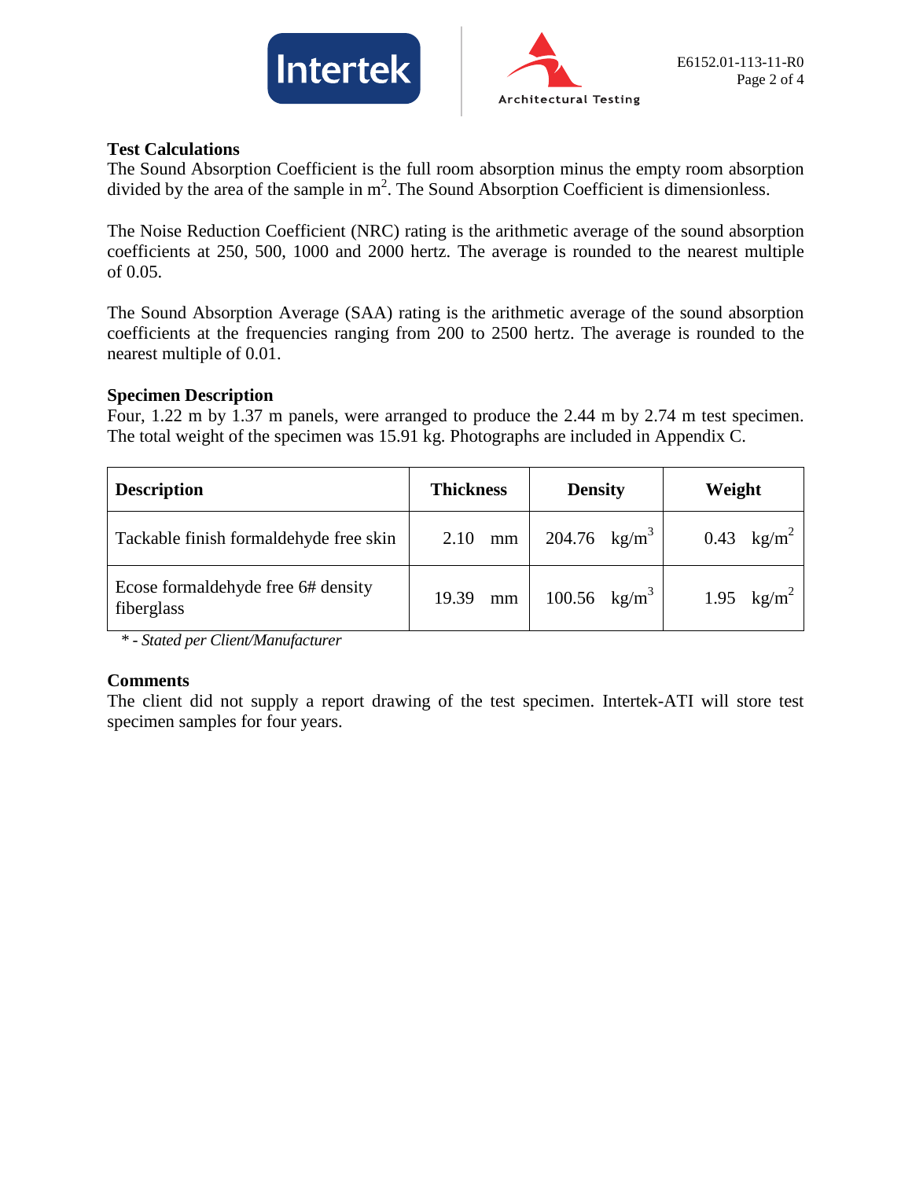### Test Calculations

The Sound Absorption Coefficient is the full room absorption minus the empty room absorption divided by the area of the sample in $m^2$. The Sound Absorption Coefficient is dimensionless.

The Noise Reduction Coefficient (NRC) rating is the arithmetic average of the sound absorption coefficients at 250, 500, 1000 and 2000 hertz. The average is rounded to the nearest multiple of 0.05.

The Sound Absorption Average (SAA) rating is the arithmetic average of the sound absorption coefficients at the frequencies ranging from 200 to 2500 hertz. The average is rounded to the nearest multiple of 0.01.

### Specimen Description

Four, 1.22 m by 1.37 m panels, were arranged to produce the 2.44 m by 2.74 m test specimen. The total weight of the specimen was 15.91 kg. Photographs are included in Appendix C.

| Description | Thickness | Density | Weight |
|---|---|---|---|
| Tackable finish formaldehyde free skin | 2.10 mm | 204.76 $kg/m^3$ | 0.43 $kg/m^2$ |
| Ecose formaldehyde free 6# density fiberglass | 19.39 mm | 100.56 $kg/m^3$ | 1.95 $kg/m^2$ |

*\* - Stated per Client/Manufacturer*

### Comments

The client did not supply a report drawing of the test specimen. Intertek-ATI will store test specimen samples for four years.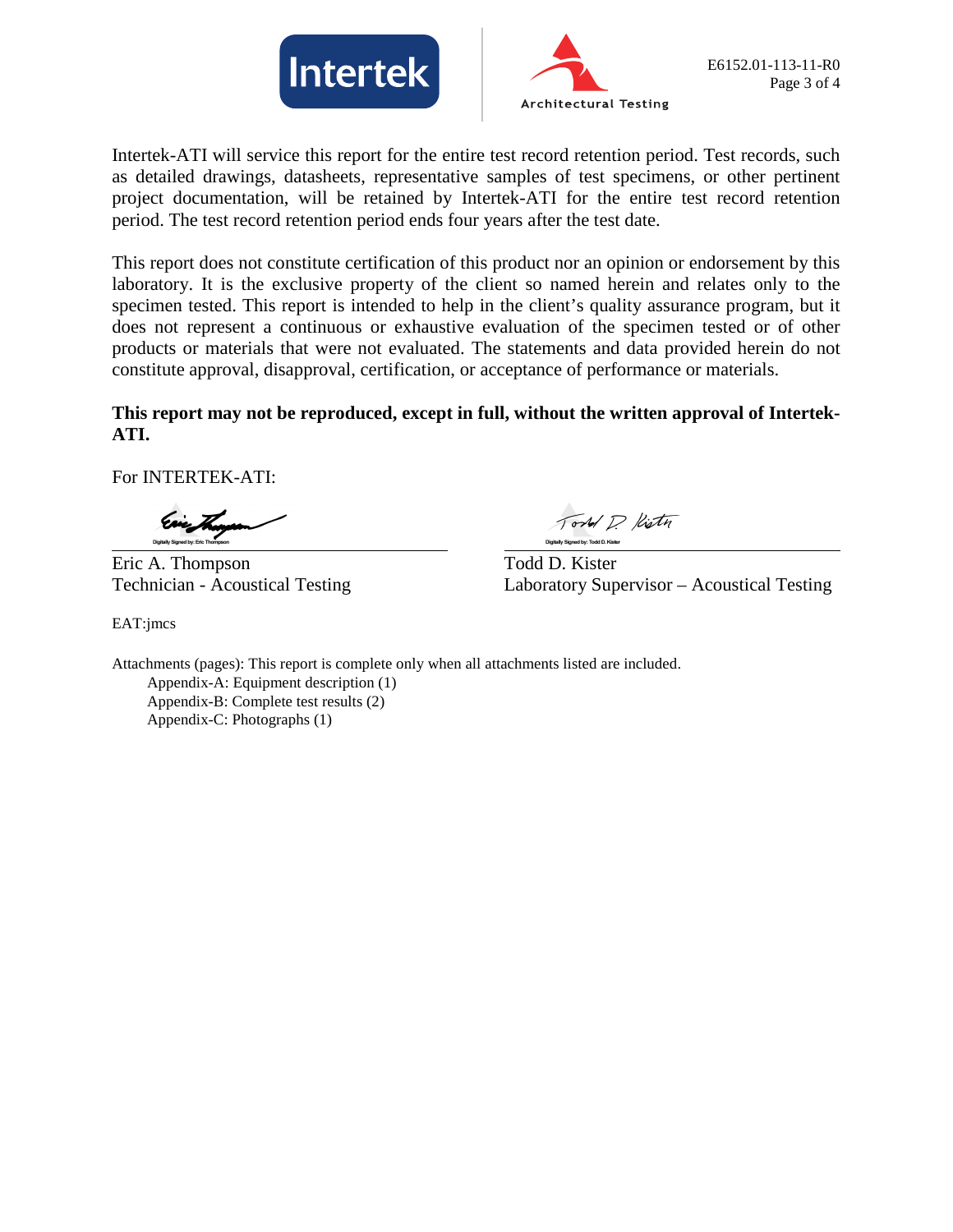Intertek-ATI will service this report for the entire test record retention period. Test records, such as detailed drawings, datasheets, representative samples of test specimens, or other pertinent project documentation, will be retained by Intertek-ATI for the entire test record retention period. The test record retention period ends four years after the test date.

This report does not constitute certification of this product nor an opinion or endorsement by this laboratory. It is the exclusive property of the client so named herein and relates only to the specimen tested. This report is intended to help in the client's quality assurance program, but it does not represent a continuous or exhaustive evaluation of the specimen tested or of other products or materials that were not evaluated. The statements and data provided herein do not constitute approval, disapproval, certification, or acceptance of performance or materials.

**This report may not be reproduced, except in full, without the written approval of Intertek-ATI.**

For INTERTEK-ATI:

| Digitally Signed by: Eric Thompson | Digitally Signed by: Todd D. Kister |
|---|---|
| Eric A. Thompson | Todd D. Kister |
| Technician - Acoustical Testing | Laboratory Supervisor – Acoustical Testing |

EAT:jmcs

Attachments (pages): This report is complete only when all attachments listed are included.

- Appendix-A: Equipment description (1)
- Appendix-B: Complete test results (2)
- Appendix-C: Photographs (1)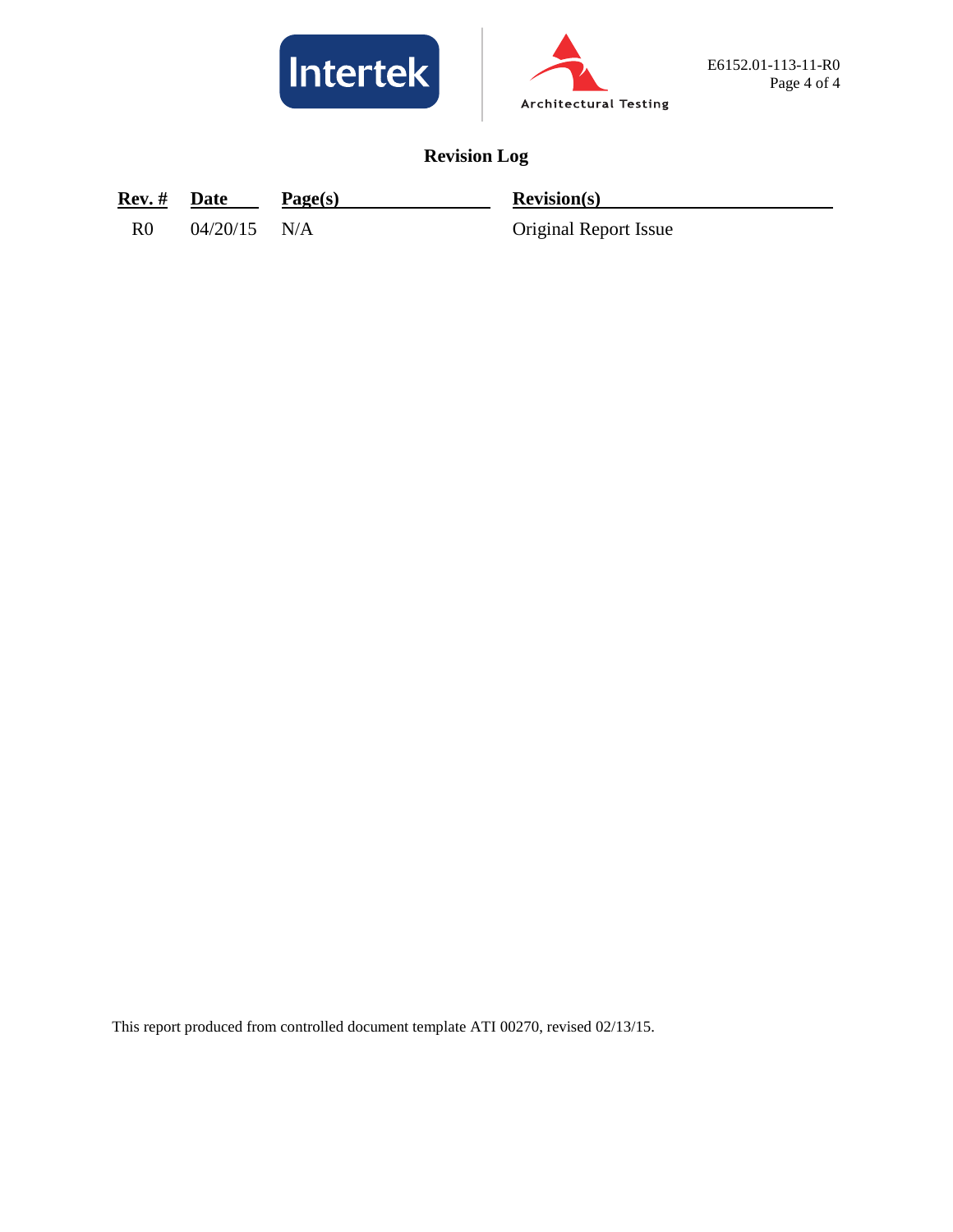## Revision Log

| Rev. # | Date | Page(s) | Revision(s) |
|---|---|---|---|
| R0 | 04/20/15 | N/A | Original Report Issue |

This report produced from controlled document template ATI 00270, revised 02/13/15.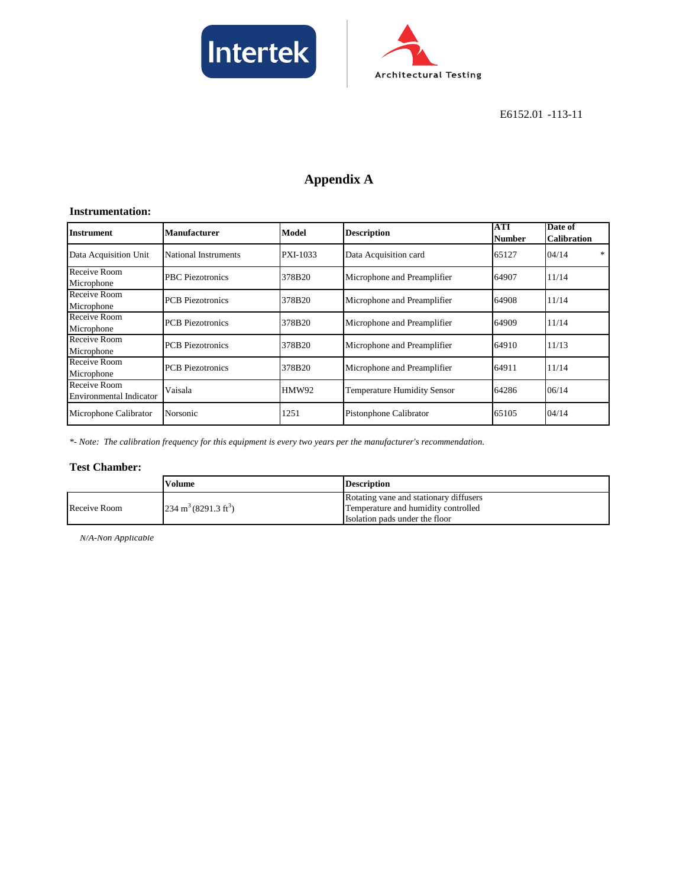E6152.01 -113-11

# Appendix A

### Instrumentation:

| Instrument | Manufacturer | Model | Description | ATI Number | Date of Calibration |
|---|---|---|---|---|---|
| Data Acquisition Unit | National Instruments | PXI-1033 | Data Acquisition card | 65127 | 04/14 * |
| Receive Room Microphone | PBC Piezotronics | 378B20 | Microphone and Preamplifier | 64907 | 11/14 |
| Receive Room Microphone | PCB Piezotronics | 378B20 | Microphone and Preamplifier | 64908 | 11/14 |
| Receive Room Microphone | PCB Piezotronics | 378B20 | Microphone and Preamplifier | 64909 | 11/14 |
| Receive Room Microphone | PCB Piezotronics | 378B20 | Microphone and Preamplifier | 64910 | 11/13 |
| Receive Room Microphone | PCB Piezotronics | 378B20 | Microphone and Preamplifier | 64911 | 11/14 |
| Receive Room Environmental Indicator | Vaisala | HMW92 | Temperature Humidity Sensor | 64286 | 06/14 |
| Microphone Calibrator | Norsonic | 1251 | Pistonphone Calibrator | 65105 | 04/14 |

*\*- Note: The calibration frequency for this equipment is every two years per the manufacturer's recommendation.*

### Test Chamber:

| | Volume | Description |
|---|---|---|
| Receive Room | 234 $m^3$ (8291.3 $ft^3$) | Rotating vane and stationary diffusers<br>Temperature and humidity controlled<br>Isolation pads under the floor |

*N/A-Non Applicable*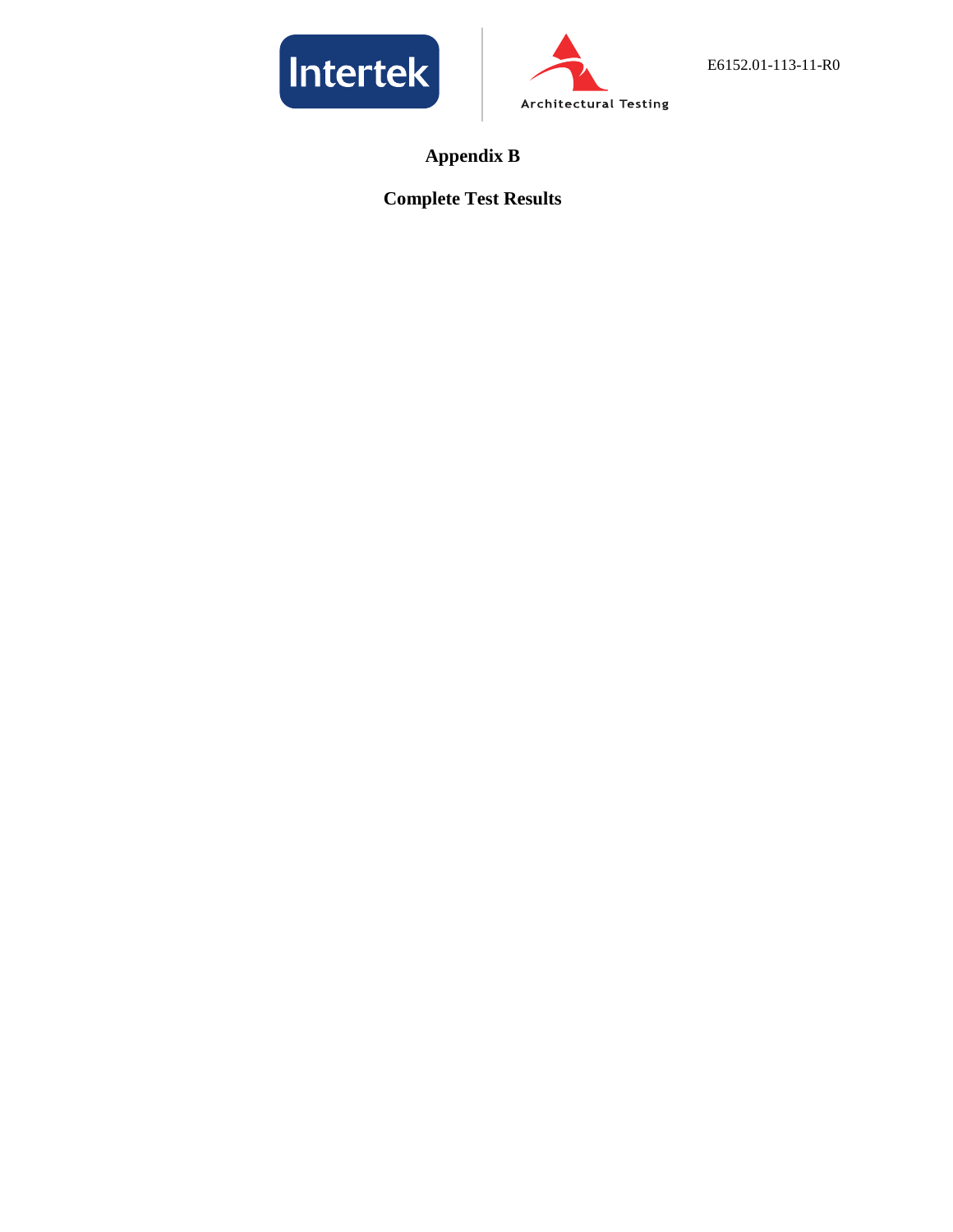# Appendix B

## Complete Test Results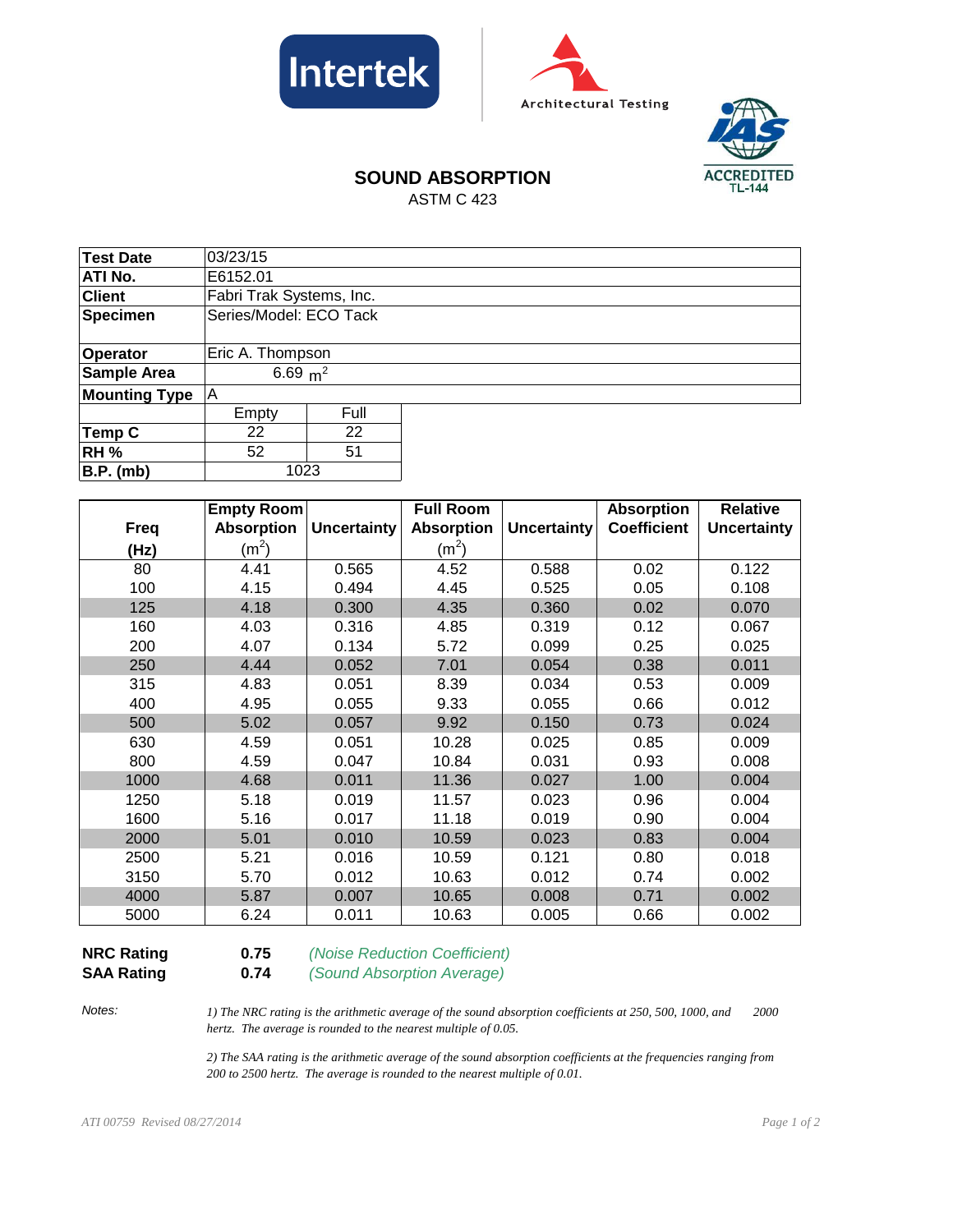Intertek | Architectural Testing | IAS ACCREDITED TL-144

# SOUND ABSORPTION

ASTM C 423

| | | |
|---|---|---|
| **Test Date** | 03/23/15 | |
| **ATI No.** | E6152.01 | |
| **Client** | Fabri Trak Systems, Inc. | |
| **Specimen** | Series/Model: ECO Tack | |
| **Operator** | Eric A. Thompson | |
| **Sample Area** | 6.69 $m^2$ | |
| **Mounting Type** | A | |
| | Empty | Full |
| **Temp C** | 22 | 22 |
| **RH %** | 52 | 51 |
| **B.P. (mb)** | 1023 | |

| Freq (Hz) | Empty Room Absorption ($m^2$) | Uncertainty | Full Room Absorption ($m^2$) | Uncertainty | Absorption Coefficient | Relative Uncertainty |
|---|---|---|---|---|---|---|
| 80 | 4.41 | 0.565 | 4.52 | 0.588 | 0.02 | 0.122 |
| 100 | 4.15 | 0.494 | 4.45 | 0.525 | 0.05 | 0.108 |
| 125 | 4.18 | 0.300 | 4.35 | 0.360 | 0.02 | 0.070 |
| 160 | 4.03 | 0.316 | 4.85 | 0.319 | 0.12 | 0.067 |
| 200 | 4.07 | 0.134 | 5.72 | 0.099 | 0.25 | 0.025 |
| 250 | 4.44 | 0.052 | 7.01 | 0.054 | 0.38 | 0.011 |
| 315 | 4.83 | 0.051 | 8.39 | 0.034 | 0.53 | 0.009 |
| 400 | 4.95 | 0.055 | 9.33 | 0.055 | 0.66 | 0.012 |
| 500 | 5.02 | 0.057 | 9.92 | 0.150 | 0.73 | 0.024 |
| 630 | 4.59 | 0.051 | 10.28 | 0.025 | 0.85 | 0.009 |
| 800 | 4.59 | 0.047 | 10.84 | 0.031 | 0.93 | 0.008 |
| 1000 | 4.68 | 0.011 | 11.36 | 0.027 | 1.00 | 0.004 |
| 1250 | 5.18 | 0.019 | 11.57 | 0.023 | 0.96 | 0.004 |
| 1600 | 5.16 | 0.017 | 11.18 | 0.019 | 0.90 | 0.004 |
| 2000 | 5.01 | 0.010 | 10.59 | 0.023 | 0.83 | 0.004 |
| 2500 | 5.21 | 0.016 | 10.59 | 0.121 | 0.80 | 0.018 |
| 3150 | 5.70 | 0.012 | 10.63 | 0.012 | 0.74 | 0.002 |
| 4000 | 5.87 | 0.007 | 10.65 | 0.008 | 0.71 | 0.002 |
| 5000 | 6.24 | 0.011 | 10.63 | 0.005 | 0.66 | 0.002 |

**NRC Rating** **0.75** *(Noise Reduction Coefficient)*

**SAA Rating** **0.74** *(Sound Absorption Average)*

*Notes:*

*1) The NRC rating is the arithmetic average of the sound absorption coefficients at 250, 500, 1000, and 2000 hertz. The average is rounded to the nearest multiple of 0.05.*

*2) The SAA rating is the arithmetic average of the sound absorption coefficients at the frequencies ranging from 200 to 2500 hertz. The average is rounded to the nearest multiple of 0.01.*

*ATI 00759 Revised 08/27/2014*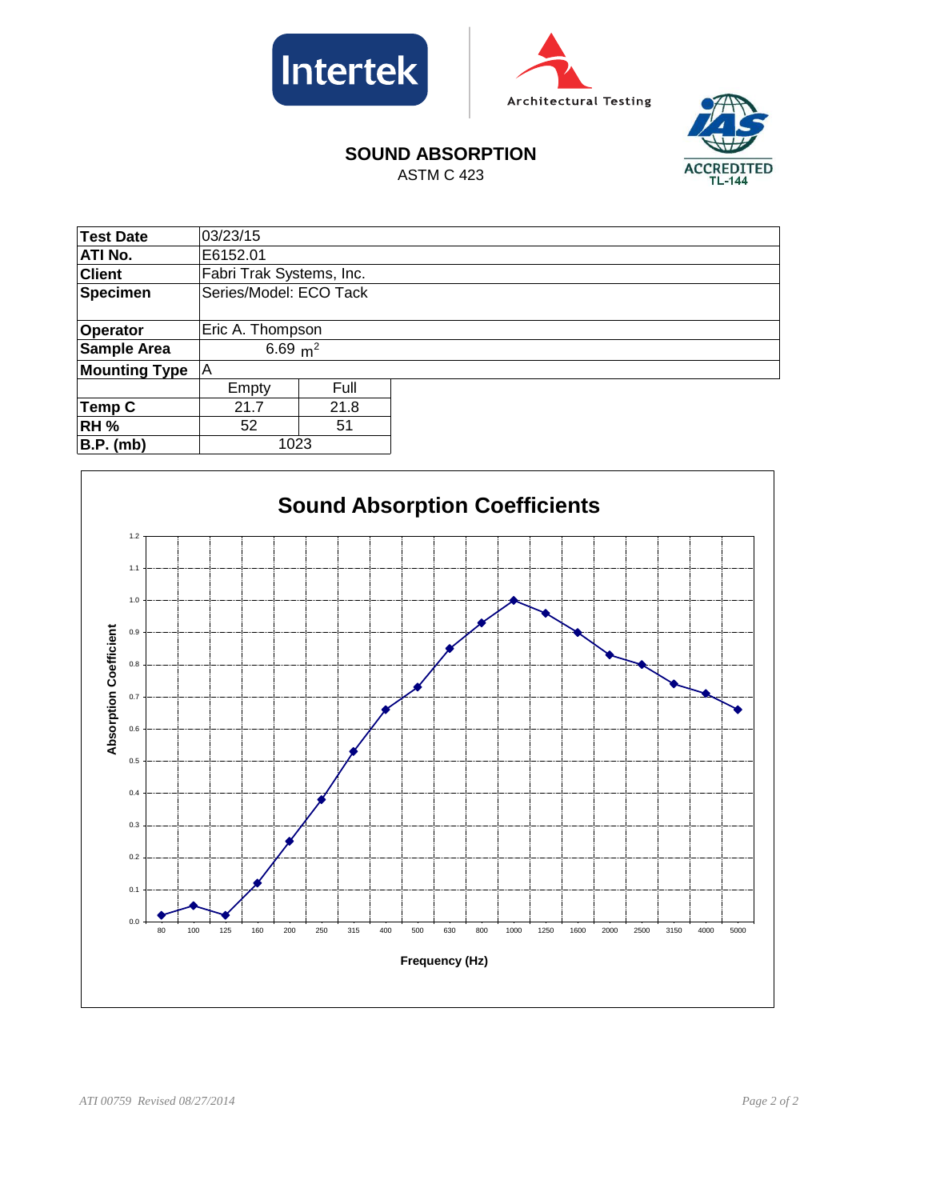## SOUND ABSORPTION

ASTM C 423

| **Test Date** | 03/23/15 | |
|---|---|---|
| **ATI No.** | E6152.01 | |
| **Client** | Fabri Trak Systems, Inc. | |
| **Specimen** | Series/Model: ECO Tack | |
| **Operator** | Eric A. Thompson | |
| **Sample Area** | 6.69 $m^2$ | |
| **Mounting Type** | A | |
| | Empty | Full |
| **Temp C** | 21.7 | 21.8 |
| **RH %** | 52 | 51 |
| **B.P. (mb)** | 1023 | |

### Sound Absorption Coefficients

Absorption Coefficient

Frequency (Hz)

| Frequency (Hz) | 80 | 100 | 125 | 160 | 200 | 250 | 315 | 400 | 500 | 630 | 800 | 1000 | 1250 | 1600 | 2000 | 2500 | 3150 | 4000 | 5000 |
|---|---|---|---|---|---|---|---|---|---|---|---|---|---|---|---|---|---|---|---|
| Absorption Coefficient | 0.02 | 0.05 | 0.02 | 0.12 | 0.25 | 0.38 | 0.53 | 0.66 | 0.73 | 0.85 | 0.93 | 1.00 | 0.96 | 0.90 | 0.83 | 0.80 | 0.74 | 0.71 | 0.66 |

*ATI 00759 Revised 08/27/2014*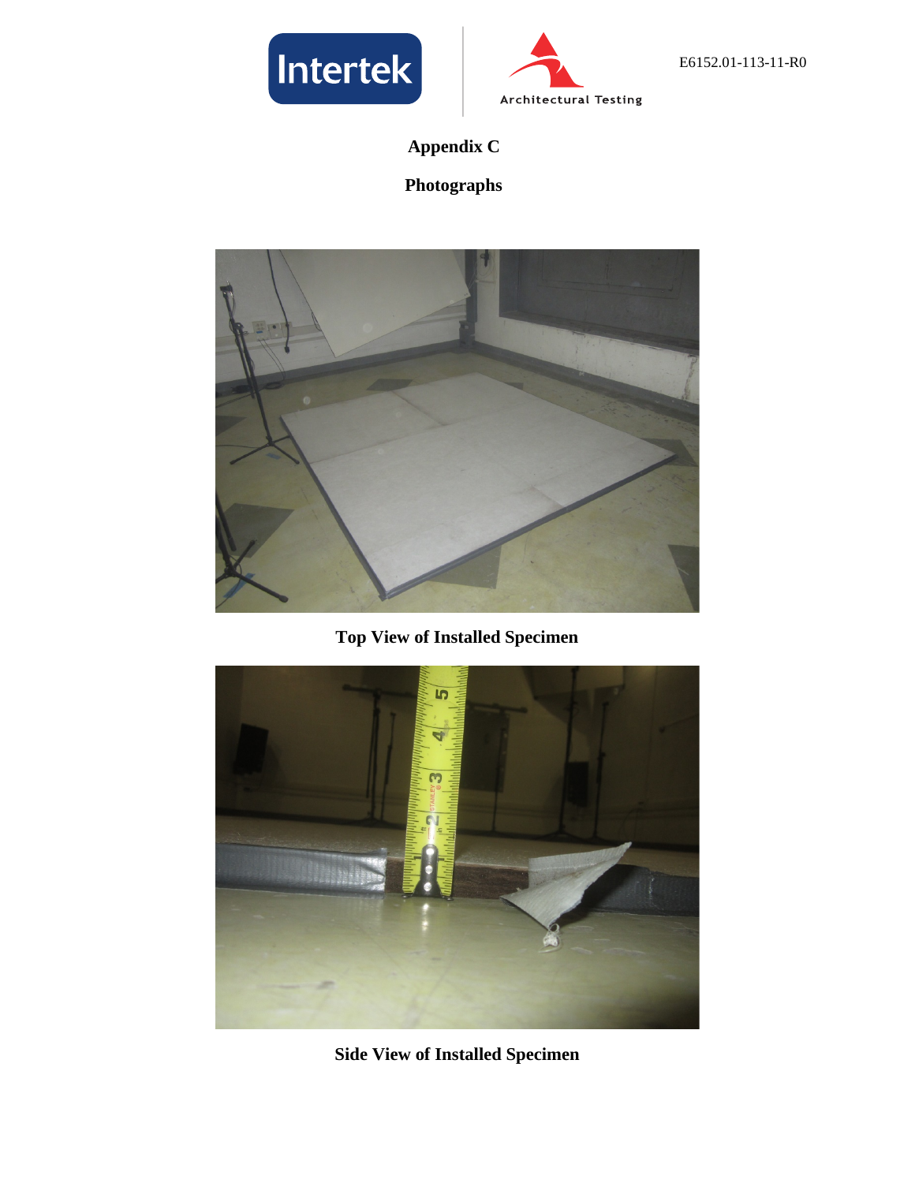# Appendix C

## Photographs

**Top View of Installed Specimen**

**Side View of Installed Specimen**